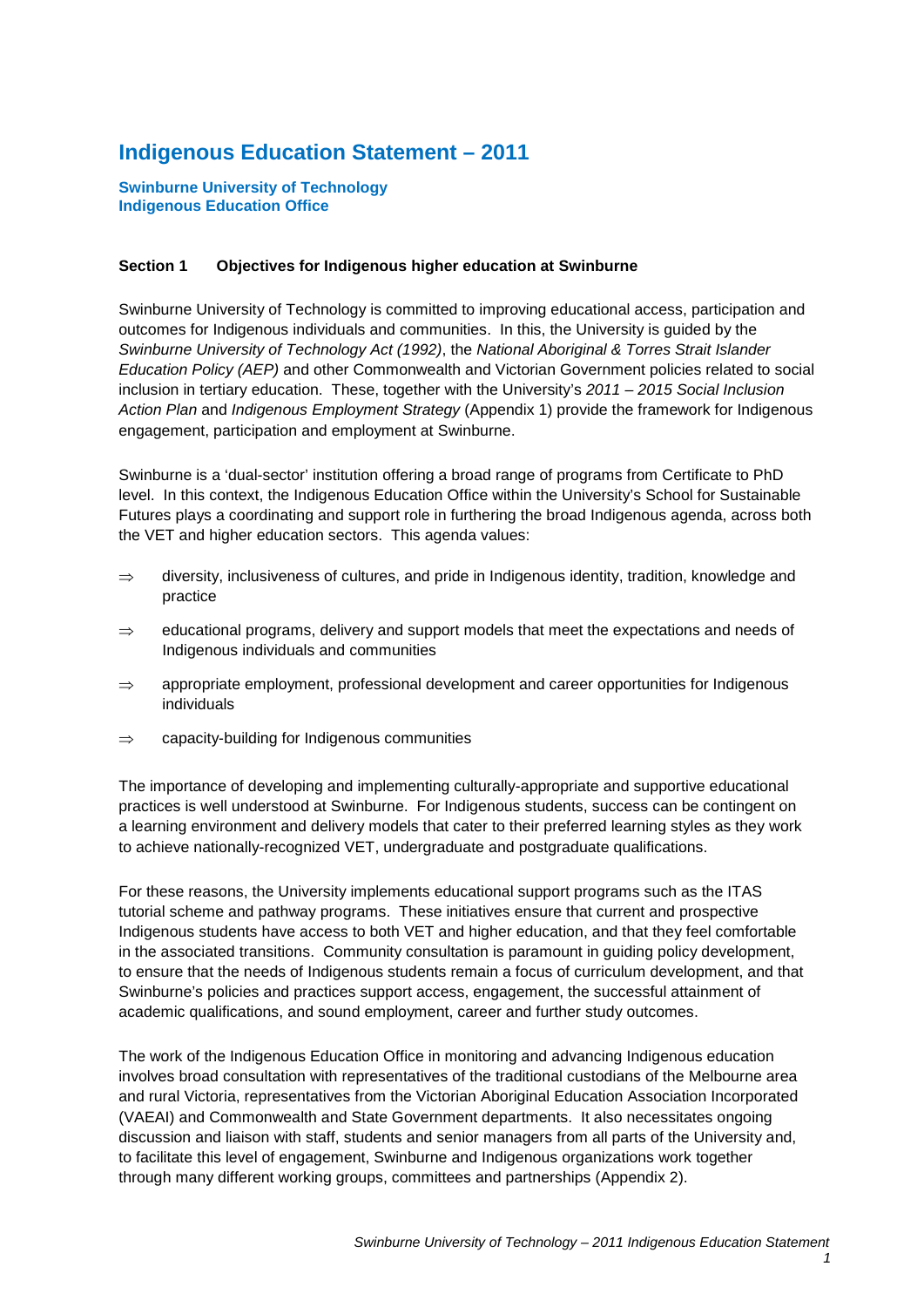# Indigenous Education Statement – 2011

**Swinburne University of Technology**
**Indigenous Education Office**

## Section 1 Objectives for Indigenous higher education at Swinburne

Swinburne University of Technology is committed to improving educational access, participation and outcomes for Indigenous individuals and communities. In this, the University is guided by the *Swinburne University of Technology Act (1992)*, the *National Aboriginal & Torres Strait Islander Education Policy (AEP)* and other Commonwealth and Victorian Government policies related to social inclusion in tertiary education. These, together with the University's *2011 – 2015 Social Inclusion Action Plan* and *Indigenous Employment Strategy* (Appendix 1) provide the framework for Indigenous engagement, participation and employment at Swinburne.

Swinburne is a 'dual-sector' institution offering a broad range of programs from Certificate to PhD level. In this context, the Indigenous Education Office within the University's School for Sustainable Futures plays a coordinating and support role in furthering the broad Indigenous agenda, across both the VET and higher education sectors. This agenda values:

- ⇒ diversity, inclusiveness of cultures, and pride in Indigenous identity, tradition, knowledge and practice
- ⇒ educational programs, delivery and support models that meet the expectations and needs of Indigenous individuals and communities
- ⇒ appropriate employment, professional development and career opportunities for Indigenous individuals
- ⇒ capacity-building for Indigenous communities

The importance of developing and implementing culturally-appropriate and supportive educational practices is well understood at Swinburne. For Indigenous students, success can be contingent on a learning environment and delivery models that cater to their preferred learning styles as they work to achieve nationally-recognized VET, undergraduate and postgraduate qualifications.

For these reasons, the University implements educational support programs such as the ITAS tutorial scheme and pathway programs. These initiatives ensure that current and prospective Indigenous students have access to both VET and higher education, and that they feel comfortable in the associated transitions. Community consultation is paramount in guiding policy development, to ensure that the needs of Indigenous students remain a focus of curriculum development, and that Swinburne's policies and practices support access, engagement, the successful attainment of academic qualifications, and sound employment, career and further study outcomes.

The work of the Indigenous Education Office in monitoring and advancing Indigenous education involves broad consultation with representatives of the traditional custodians of the Melbourne area and rural Victoria, representatives from the Victorian Aboriginal Education Association Incorporated (VAEAI) and Commonwealth and State Government departments. It also necessitates ongoing discussion and liaison with staff, students and senior managers from all parts of the University and, to facilitate this level of engagement, Swinburne and Indigenous organizations work together through many different working groups, committees and partnerships (Appendix 2).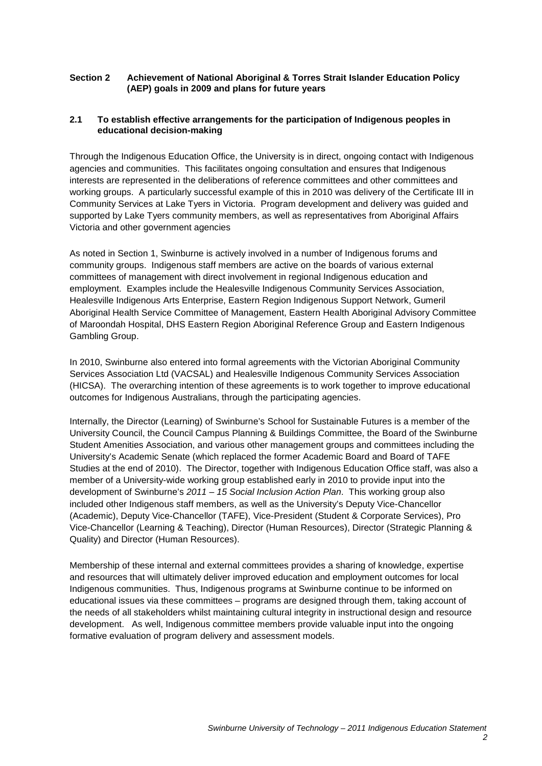## Section 2 Achievement of National Aboriginal & Torres Strait Islander Education Policy (AEP) goals in 2009 and plans for future years

### 2.1 To establish effective arrangements for the participation of Indigenous peoples in educational decision-making

Through the Indigenous Education Office, the University is in direct, ongoing contact with Indigenous agencies and communities. This facilitates ongoing consultation and ensures that Indigenous interests are represented in the deliberations of reference committees and other committees and working groups. A particularly successful example of this in 2010 was delivery of the Certificate III in Community Services at Lake Tyers in Victoria. Program development and delivery was guided and supported by Lake Tyers community members, as well as representatives from Aboriginal Affairs Victoria and other government agencies

As noted in Section 1, Swinburne is actively involved in a number of Indigenous forums and community groups. Indigenous staff members are active on the boards of various external committees of management with direct involvement in regional Indigenous education and employment. Examples include the Healesville Indigenous Community Services Association, Healesville Indigenous Arts Enterprise, Eastern Region Indigenous Support Network, Gumeril Aboriginal Health Service Committee of Management, Eastern Health Aboriginal Advisory Committee of Maroondah Hospital, DHS Eastern Region Aboriginal Reference Group and Eastern Indigenous Gambling Group.

In 2010, Swinburne also entered into formal agreements with the Victorian Aboriginal Community Services Association Ltd (VACSAL) and Healesville Indigenous Community Services Association (HICSA). The overarching intention of these agreements is to work together to improve educational outcomes for Indigenous Australians, through the participating agencies.

Internally, the Director (Learning) of Swinburne's School for Sustainable Futures is a member of the University Council, the Council Campus Planning & Buildings Committee, the Board of the Swinburne Student Amenities Association, and various other management groups and committees including the University's Academic Senate (which replaced the former Academic Board and Board of TAFE Studies at the end of 2010). The Director, together with Indigenous Education Office staff, was also a member of a University-wide working group established early in 2010 to provide input into the development of Swinburne's *2011 – 15 Social Inclusion Action Plan*. This working group also included other Indigenous staff members, as well as the University's Deputy Vice-Chancellor (Academic), Deputy Vice-Chancellor (TAFE), Vice-President (Student & Corporate Services), Pro Vice-Chancellor (Learning & Teaching), Director (Human Resources), Director (Strategic Planning & Quality) and Director (Human Resources).

Membership of these internal and external committees provides a sharing of knowledge, expertise and resources that will ultimately deliver improved education and employment outcomes for local Indigenous communities. Thus, Indigenous programs at Swinburne continue to be informed on educational issues via these committees – programs are designed through them, taking account of the needs of all stakeholders whilst maintaining cultural integrity in instructional design and resource development. As well, Indigenous committee members provide valuable input into the ongoing formative evaluation of program delivery and assessment models.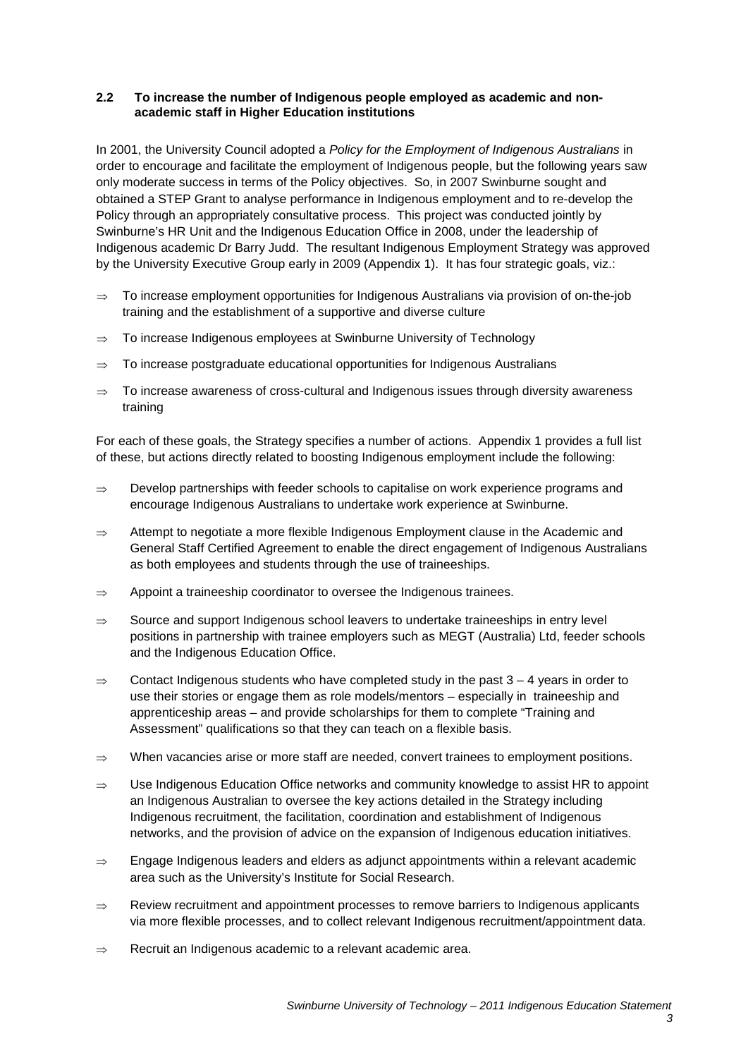### 2.2 To increase the number of Indigenous people employed as academic and non-academic staff in Higher Education institutions

In 2001, the University Council adopted a *Policy for the Employment of Indigenous Australians* in order to encourage and facilitate the employment of Indigenous people, but the following years saw only moderate success in terms of the Policy objectives. So, in 2007 Swinburne sought and obtained a STEP Grant to analyse performance in Indigenous employment and to re-develop the Policy through an appropriately consultative process. This project was conducted jointly by Swinburne's HR Unit and the Indigenous Education Office in 2008, under the leadership of Indigenous academic Dr Barry Judd. The resultant Indigenous Employment Strategy was approved by the University Executive Group early in 2009 (Appendix 1). It has four strategic goals, viz.:

- ⇒ To increase employment opportunities for Indigenous Australians via provision of on-the-job training and the establishment of a supportive and diverse culture
- ⇒ To increase Indigenous employees at Swinburne University of Technology
- ⇒ To increase postgraduate educational opportunities for Indigenous Australians
- ⇒ To increase awareness of cross-cultural and Indigenous issues through diversity awareness training

For each of these goals, the Strategy specifies a number of actions. Appendix 1 provides a full list of these, but actions directly related to boosting Indigenous employment include the following:

- ⇒ Develop partnerships with feeder schools to capitalise on work experience programs and encourage Indigenous Australians to undertake work experience at Swinburne.
- ⇒ Attempt to negotiate a more flexible Indigenous Employment clause in the Academic and General Staff Certified Agreement to enable the direct engagement of Indigenous Australians as both employees and students through the use of traineeships.
- ⇒ Appoint a traineeship coordinator to oversee the Indigenous trainees.
- ⇒ Source and support Indigenous school leavers to undertake traineeships in entry level positions in partnership with trainee employers such as MEGT (Australia) Ltd, feeder schools and the Indigenous Education Office.
- ⇒ Contact Indigenous students who have completed study in the past 3 – 4 years in order to use their stories or engage them as role models/mentors – especially in traineeship and apprenticeship areas – and provide scholarships for them to complete "Training and Assessment" qualifications so that they can teach on a flexible basis.
- ⇒ When vacancies arise or more staff are needed, convert trainees to employment positions.
- ⇒ Use Indigenous Education Office networks and community knowledge to assist HR to appoint an Indigenous Australian to oversee the key actions detailed in the Strategy including Indigenous recruitment, the facilitation, coordination and establishment of Indigenous networks, and the provision of advice on the expansion of Indigenous education initiatives.
- ⇒ Engage Indigenous leaders and elders as adjunct appointments within a relevant academic area such as the University's Institute for Social Research.
- ⇒ Review recruitment and appointment processes to remove barriers to Indigenous applicants via more flexible processes, and to collect relevant Indigenous recruitment/appointment data.
- ⇒ Recruit an Indigenous academic to a relevant academic area.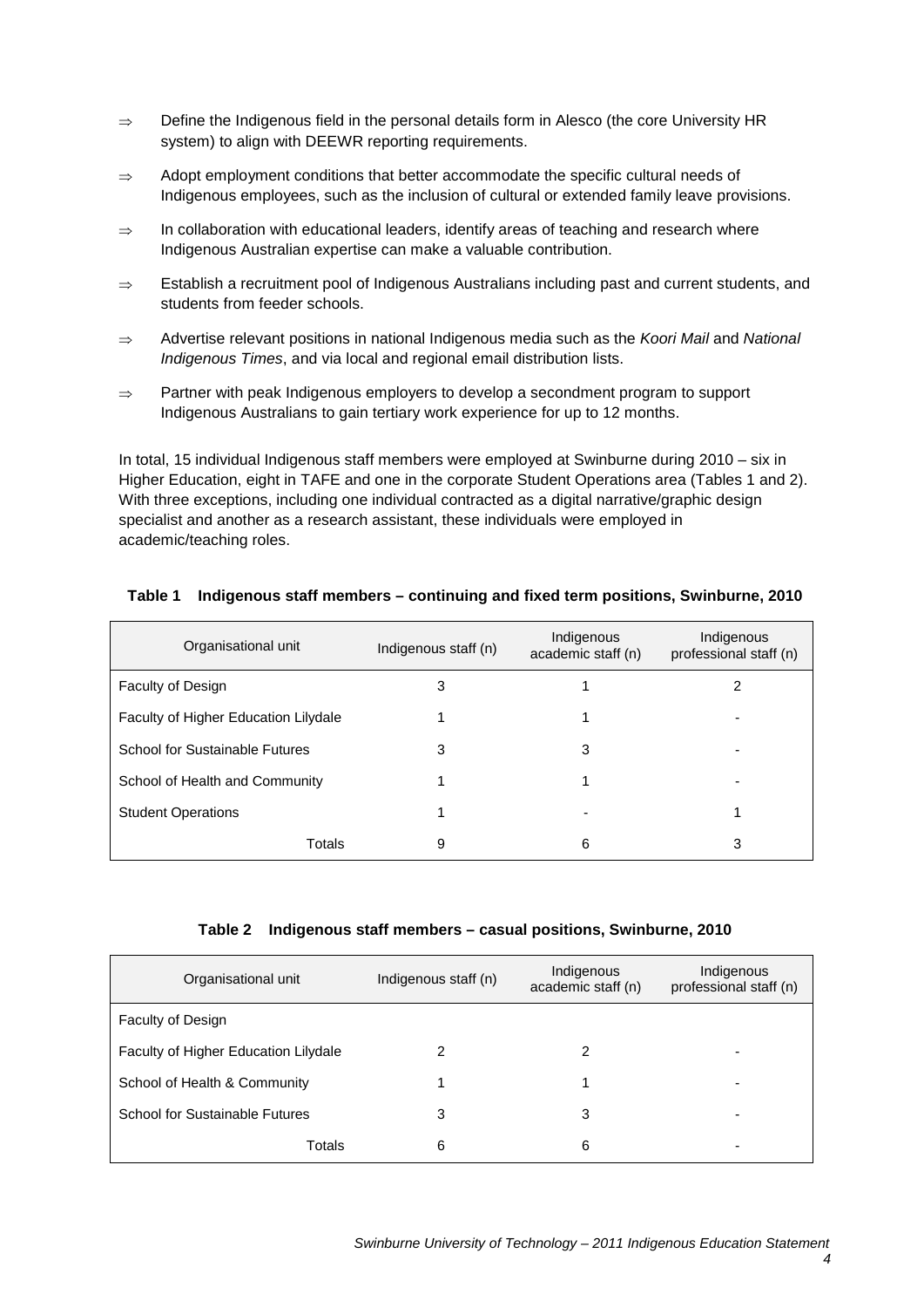- ⇒ Define the Indigenous field in the personal details form in Alesco (the core University HR system) to align with DEEWR reporting requirements.
- ⇒ Adopt employment conditions that better accommodate the specific cultural needs of Indigenous employees, such as the inclusion of cultural or extended family leave provisions.
- ⇒ In collaboration with educational leaders, identify areas of teaching and research where Indigenous Australian expertise can make a valuable contribution.
- ⇒ Establish a recruitment pool of Indigenous Australians including past and current students, and students from feeder schools.
- ⇒ Advertise relevant positions in national Indigenous media such as the *Koori Mail* and *National Indigenous Times*, and via local and regional email distribution lists.
- ⇒ Partner with peak Indigenous employers to develop a secondment program to support Indigenous Australians to gain tertiary work experience for up to 12 months.

In total, 15 individual Indigenous staff members were employed at Swinburne during 2010 – six in Higher Education, eight in TAFE and one in the corporate Student Operations area (Tables 1 and 2). With three exceptions, including one individual contracted as a digital narrative/graphic design specialist and another as a research assistant, these individuals were employed in academic/teaching roles.

**Table 1 Indigenous staff members – continuing and fixed term positions, Swinburne, 2010**

| Organisational unit | Indigenous staff (n) | Indigenous academic staff (n) | Indigenous professional staff (n) |
|---|---|---|---|
| Faculty of Design | 3 | 1 | 2 |
| Faculty of Higher Education Lilydale | 1 | 1 | - |
| School for Sustainable Futures | 3 | 3 | - |
| School of Health and Community | 1 | 1 | - |
| Student Operations | 1 | - | 1 |
| Totals | 9 | 6 | 3 |

**Table 2 Indigenous staff members – casual positions, Swinburne, 2010**

| Organisational unit | Indigenous staff (n) | Indigenous academic staff (n) | Indigenous professional staff (n) |
|---|---|---|---|
| Faculty of Design | | | |
| Faculty of Higher Education Lilydale | 2 | 2 | - |
| School of Health & Community | 1 | 1 | - |
| School for Sustainable Futures | 3 | 3 | - |
| Totals | 6 | 6 | - |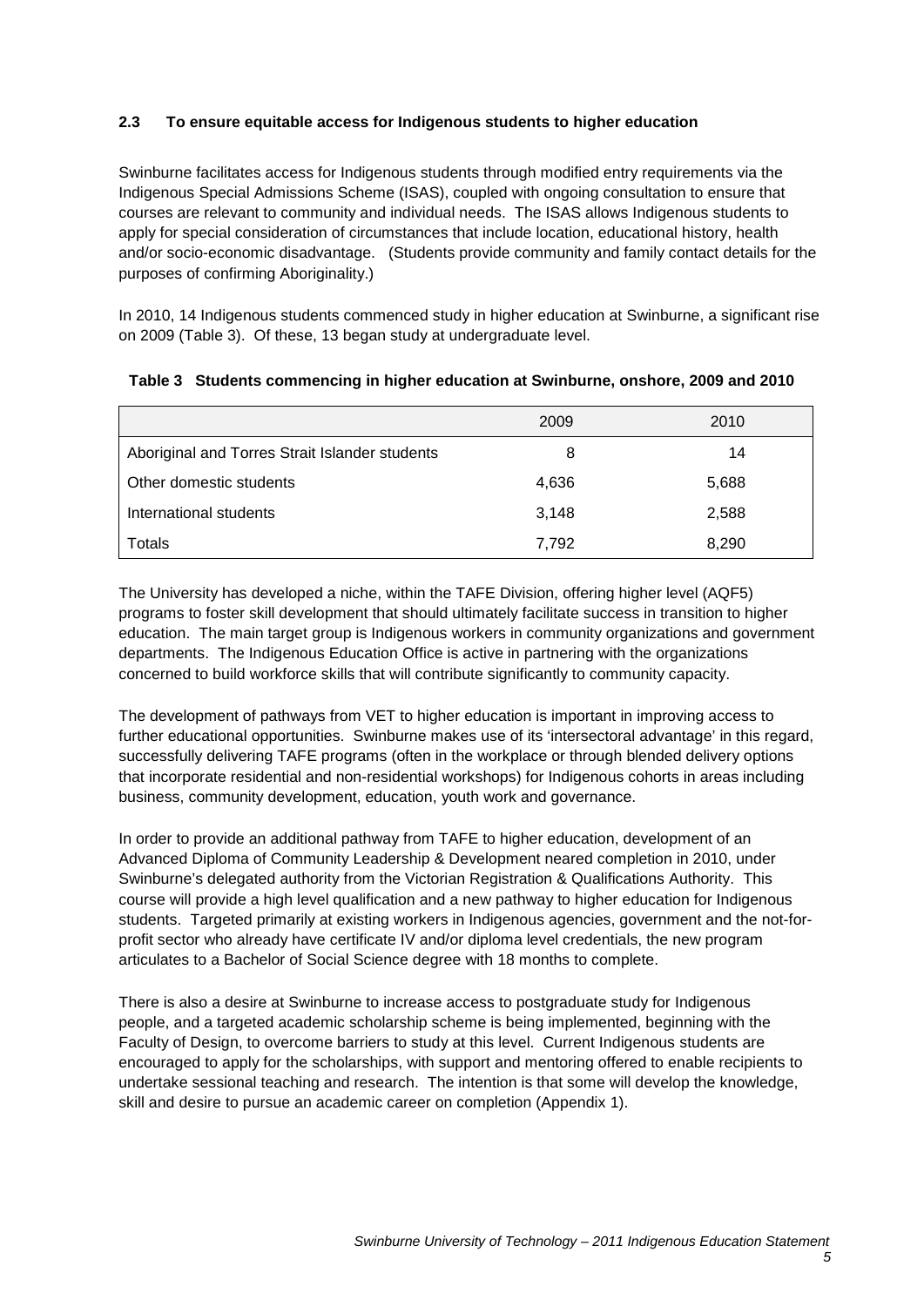### 2.3 To ensure equitable access for Indigenous students to higher education

Swinburne facilitates access for Indigenous students through modified entry requirements via the Indigenous Special Admissions Scheme (ISAS), coupled with ongoing consultation to ensure that courses are relevant to community and individual needs. The ISAS allows Indigenous students to apply for special consideration of circumstances that include location, educational history, health and/or socio-economic disadvantage. (Students provide community and family contact details for the purposes of confirming Aboriginality.)

In 2010, 14 Indigenous students commenced study in higher education at Swinburne, a significant rise on 2009 (Table 3). Of these, 13 began study at undergraduate level.

**Table 3 Students commencing in higher education at Swinburne, onshore, 2009 and 2010**

| | 2009 | 2010 |
|---|---|---|
| Aboriginal and Torres Strait Islander students | 8 | 14 |
| Other domestic students | 4,636 | 5,688 |
| International students | 3,148 | 2,588 |
| Totals | 7,792 | 8,290 |

The University has developed a niche, within the TAFE Division, offering higher level (AQF5) programs to foster skill development that should ultimately facilitate success in transition to higher education. The main target group is Indigenous workers in community organizations and government departments. The Indigenous Education Office is active in partnering with the organizations concerned to build workforce skills that will contribute significantly to community capacity.

The development of pathways from VET to higher education is important in improving access to further educational opportunities. Swinburne makes use of its 'intersectoral advantage' in this regard, successfully delivering TAFE programs (often in the workplace or through blended delivery options that incorporate residential and non-residential workshops) for Indigenous cohorts in areas including business, community development, education, youth work and governance.

In order to provide an additional pathway from TAFE to higher education, development of an Advanced Diploma of Community Leadership & Development neared completion in 2010, under Swinburne's delegated authority from the Victorian Registration & Qualifications Authority. This course will provide a high level qualification and a new pathway to higher education for Indigenous students. Targeted primarily at existing workers in Indigenous agencies, government and the not-for-profit sector who already have certificate IV and/or diploma level credentials, the new program articulates to a Bachelor of Social Science degree with 18 months to complete.

There is also a desire at Swinburne to increase access to postgraduate study for Indigenous people, and a targeted academic scholarship scheme is being implemented, beginning with the Faculty of Design, to overcome barriers to study at this level. Current Indigenous students are encouraged to apply for the scholarships, with support and mentoring offered to enable recipients to undertake sessional teaching and research. The intention is that some will develop the knowledge, skill and desire to pursue an academic career on completion (Appendix 1).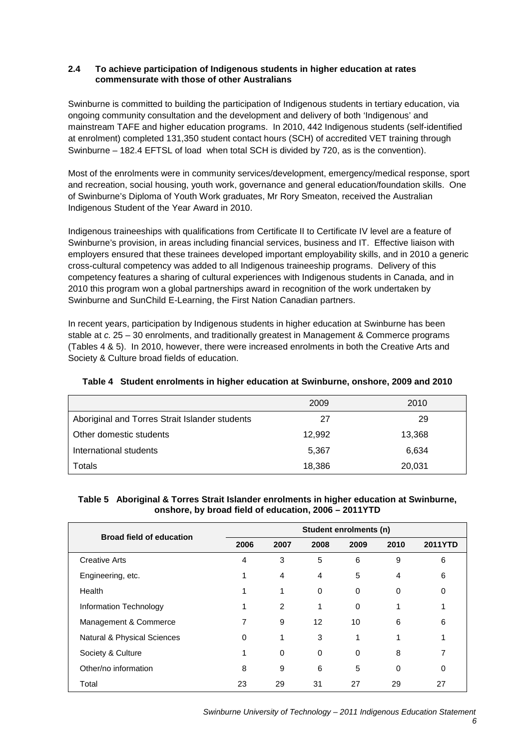### 2.4 To achieve participation of Indigenous students in higher education at rates commensurate with those of other Australians

Swinburne is committed to building the participation of Indigenous students in tertiary education, via ongoing community consultation and the development and delivery of both 'Indigenous' and mainstream TAFE and higher education programs. In 2010, 442 Indigenous students (self-identified at enrolment) completed 131,350 student contact hours (SCH) of accredited VET training through Swinburne – 182.4 EFTSL of load when total SCH is divided by 720, as is the convention).

Most of the enrolments were in community services/development, emergency/medical response, sport and recreation, social housing, youth work, governance and general education/foundation skills. One of Swinburne's Diploma of Youth Work graduates, Mr Rory Smeaton, received the Australian Indigenous Student of the Year Award in 2010.

Indigenous traineeships with qualifications from Certificate II to Certificate IV level are a feature of Swinburne's provision, in areas including financial services, business and IT. Effective liaison with employers ensured that these trainees developed important employability skills, and in 2010 a generic cross-cultural competency was added to all Indigenous traineeship programs. Delivery of this competency features a sharing of cultural experiences with Indigenous students in Canada, and in 2010 this program won a global partnerships award in recognition of the work undertaken by Swinburne and SunChild E-Learning, the First Nation Canadian partners.

In recent years, participation by Indigenous students in higher education at Swinburne has been stable at *c.* 25 – 30 enrolments, and traditionally greatest in Management & Commerce programs (Tables 4 & 5). In 2010, however, there were increased enrolments in both the Creative Arts and Society & Culture broad fields of education.

**Table 4 Student enrolments in higher education at Swinburne, onshore, 2009 and 2010**

| | 2009 | 2010 |
|---|---|---|
| Aboriginal and Torres Strait Islander students | 27 | 29 |
| Other domestic students | 12,992 | 13,368 |
| International students | 5,367 | 6,634 |
| Totals | 18,386 | 20,031 |

**Table 5 Aboriginal & Torres Strait Islander enrolments in higher education at Swinburne, onshore, by broad field of education, 2006 – 2011YTD**

| Broad field of education | Student enrolments (n) | | | | | |
|---|---|---|---|---|---|---|
| | 2006 | 2007 | 2008 | 2009 | 2010 | 2011YTD |
| Creative Arts | 4 | 3 | 5 | 6 | 9 | 6 |
| Engineering, etc. | 1 | 4 | 4 | 5 | 4 | 6 |
| Health | 1 | 1 | 0 | 0 | 0 | 0 |
| Information Technology | 1 | 2 | 1 | 0 | 1 | 1 |
| Management & Commerce | 7 | 9 | 12 | 10 | 6 | 6 |
| Natural & Physical Sciences | 0 | 1 | 3 | 1 | 1 | 1 |
| Society & Culture | 1 | 0 | 0 | 0 | 8 | 7 |
| Other/no information | 8 | 9 | 6 | 5 | 0 | 0 |
| Total | 23 | 29 | 31 | 27 | 29 | 27 |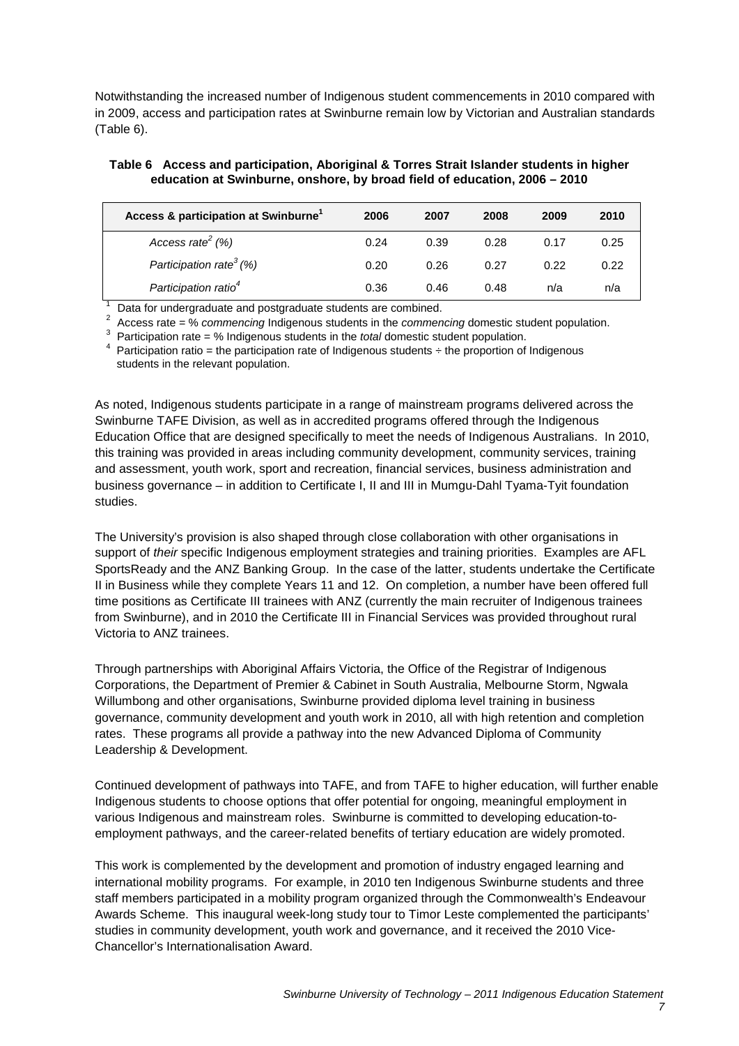Notwithstanding the increased number of Indigenous student commencements in 2010 compared with in 2009, access and participation rates at Swinburne remain low by Victorian and Australian standards (Table 6).

**Table 6 Access and participation, Aboriginal & Torres Strait Islander students in higher education at Swinburne, onshore, by broad field of education, 2006 – 2010**

| Access & participation at Swinburne[1] | 2006 | 2007 | 2008 | 2009 | 2010 |
|---|---|---|---|---|---|
| *Access rate[2] (%)* | 0.24 | 0.39 | 0.28 | 0.17 | 0.25 |
| *Participation rate[3] (%)* | 0.20 | 0.26 | 0.27 | 0.22 | 0.22 |
| *Participation ratio[4]* | 0.36 | 0.46 | 0.48 | n/a | n/a |

[1] Data for undergraduate and postgraduate students are combined.
[2] Access rate = % *commencing* Indigenous students in the *commencing* domestic student population.
[3] Participation rate = % Indigenous students in the *total* domestic student population.
[4] Participation ratio = the participation rate of Indigenous students ÷ the proportion of Indigenous students in the relevant population.

As noted, Indigenous students participate in a range of mainstream programs delivered across the Swinburne TAFE Division, as well as in accredited programs offered through the Indigenous Education Office that are designed specifically to meet the needs of Indigenous Australians. In 2010, this training was provided in areas including community development, community services, training and assessment, youth work, sport and recreation, financial services, business administration and business governance – in addition to Certificate I, II and III in Mumgu-Dahl Tyama-Tyit foundation studies.

The University's provision is also shaped through close collaboration with other organisations in support of *their* specific Indigenous employment strategies and training priorities. Examples are AFL SportsReady and the ANZ Banking Group. In the case of the latter, students undertake the Certificate II in Business while they complete Years 11 and 12. On completion, a number have been offered full time positions as Certificate III trainees with ANZ (currently the main recruiter of Indigenous trainees from Swinburne), and in 2010 the Certificate III in Financial Services was provided throughout rural Victoria to ANZ trainees.

Through partnerships with Aboriginal Affairs Victoria, the Office of the Registrar of Indigenous Corporations, the Department of Premier & Cabinet in South Australia, Melbourne Storm, Ngwala Willumbong and other organisations, Swinburne provided diploma level training in business governance, community development and youth work in 2010, all with high retention and completion rates. These programs all provide a pathway into the new Advanced Diploma of Community Leadership & Development.

Continued development of pathways into TAFE, and from TAFE to higher education, will further enable Indigenous students to choose options that offer potential for ongoing, meaningful employment in various Indigenous and mainstream roles. Swinburne is committed to developing education-to-employment pathways, and the career-related benefits of tertiary education are widely promoted.

This work is complemented by the development and promotion of industry engaged learning and international mobility programs. For example, in 2010 ten Indigenous Swinburne students and three staff members participated in a mobility program organized through the Commonwealth's Endeavour Awards Scheme. This inaugural week-long study tour to Timor Leste complemented the participants' studies in community development, youth work and governance, and it received the 2010 Vice-Chancellor's Internationalisation Award.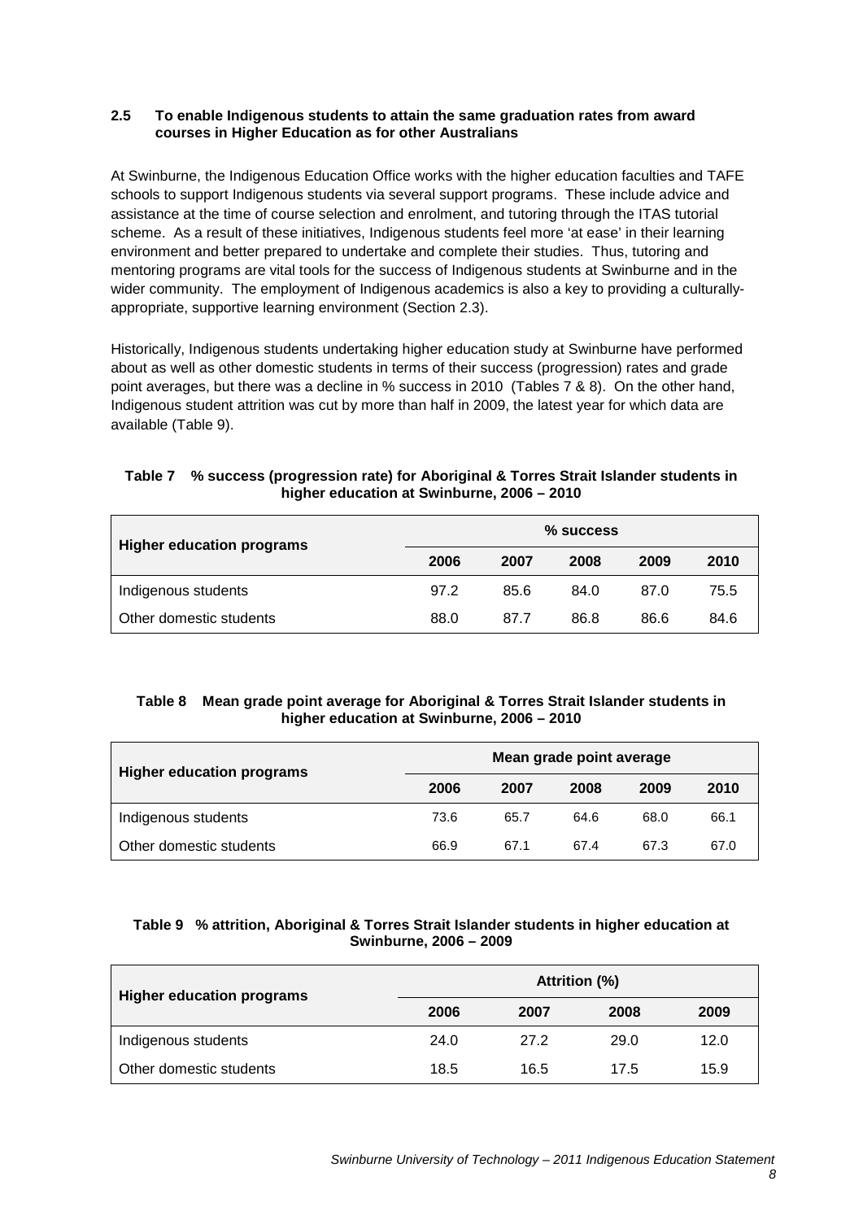### 2.5 To enable Indigenous students to attain the same graduation rates from award courses in Higher Education as for other Australians

At Swinburne, the Indigenous Education Office works with the higher education faculties and TAFE schools to support Indigenous students via several support programs. These include advice and assistance at the time of course selection and enrolment, and tutoring through the ITAS tutorial scheme. As a result of these initiatives, Indigenous students feel more 'at ease' in their learning environment and better prepared to undertake and complete their studies. Thus, tutoring and mentoring programs are vital tools for the success of Indigenous students at Swinburne and in the wider community. The employment of Indigenous academics is also a key to providing a culturally-appropriate, supportive learning environment (Section 2.3).

Historically, Indigenous students undertaking higher education study at Swinburne have performed about as well as other domestic students in terms of their success (progression) rates and grade point averages, but there was a decline in % success in 2010 (Tables 7 & 8). On the other hand, Indigenous student attrition was cut by more than half in 2009, the latest year for which data are available (Table 9).

**Table 7 % success (progression rate) for Aboriginal & Torres Strait Islander students in higher education at Swinburne, 2006 – 2010**

| Higher education programs | % success | | | | |
|---|---|---|---|---|---|
| | 2006 | 2007 | 2008 | 2009 | 2010 |
| Indigenous students | 97.2 | 85.6 | 84.0 | 87.0 | 75.5 |
| Other domestic students | 88.0 | 87.7 | 86.8 | 86.6 | 84.6 |

**Table 8 Mean grade point average for Aboriginal & Torres Strait Islander students in higher education at Swinburne, 2006 – 2010**

| Higher education programs | Mean grade point average | | | | |
|---|---|---|---|---|---|
| | 2006 | 2007 | 2008 | 2009 | 2010 |
| Indigenous students | 73.6 | 65.7 | 64.6 | 68.0 | 66.1 |
| Other domestic students | 66.9 | 67.1 | 67.4 | 67.3 | 67.0 |

**Table 9 % attrition, Aboriginal & Torres Strait Islander students in higher education at Swinburne, 2006 – 2009**

| Higher education programs | Attrition (%) | | | |
|---|---|---|---|---|
| | 2006 | 2007 | 2008 | 2009 |
| Indigenous students | 24.0 | 27.2 | 29.0 | 12.0 |
| Other domestic students | 18.5 | 16.5 | 17.5 | 15.9 |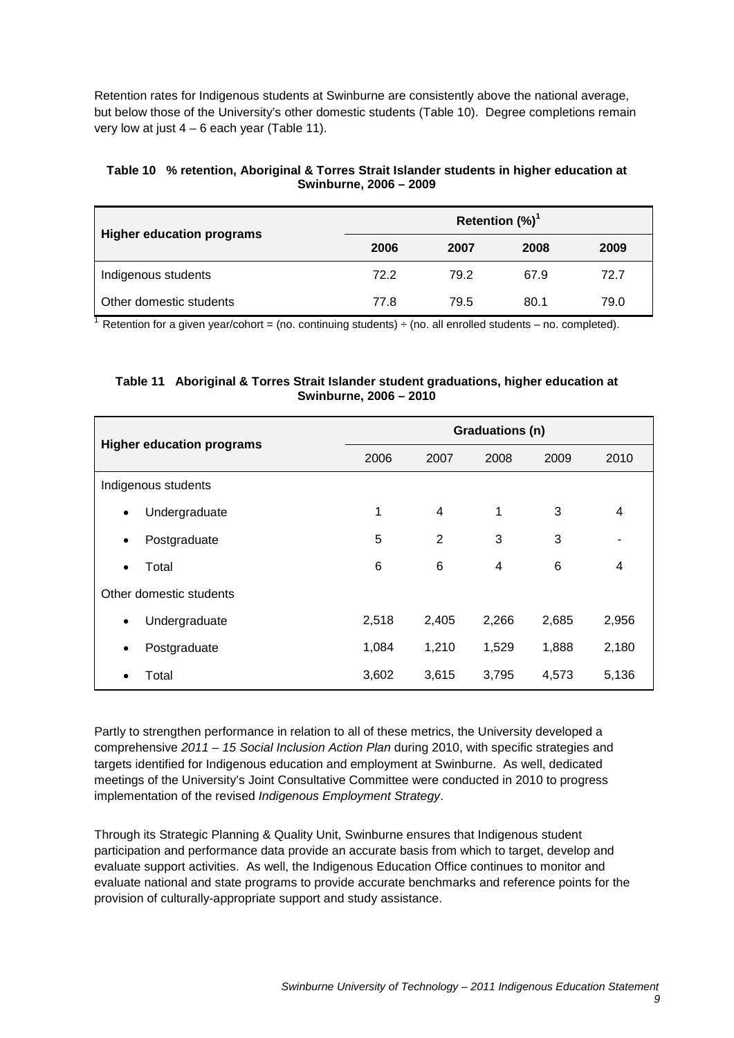Retention rates for Indigenous students at Swinburne are consistently above the national average, but below those of the University's other domestic students (Table 10). Degree completions remain very low at just 4 – 6 each year (Table 11).

**Table 10 % retention, Aboriginal & Torres Strait Islander students in higher education at Swinburne, 2006 – 2009**

| Higher education programs | Retention (%)[1] | | | |
|---|---|---|---|---|
| | 2006 | 2007 | 2008 | 2009 |
| Indigenous students | 72.2 | 79.2 | 67.9 | 72.7 |
| Other domestic students | 77.8 | 79.5 | 80.1 | 79.0 |

[1] Retention for a given year/cohort = (no. continuing students) ÷ (no. all enrolled students – no. completed).

**Table 11 Aboriginal & Torres Strait Islander student graduations, higher education at Swinburne, 2006 – 2010**

| Higher education programs | Graduations (n) | | | | |
|---|---|---|---|---|---|
| | 2006 | 2007 | 2008 | 2009 | 2010 |
| Indigenous students | | | | | |
| • Undergraduate | 1 | 4 | 1 | 3 | 4 |
| • Postgraduate | 5 | 2 | 3 | 3 | - |
| • Total | 6 | 6 | 4 | 6 | 4 |
| Other domestic students | | | | | |
| • Undergraduate | 2,518 | 2,405 | 2,266 | 2,685 | 2,956 |
| • Postgraduate | 1,084 | 1,210 | 1,529 | 1,888 | 2,180 |
| • Total | 3,602 | 3,615 | 3,795 | 4,573 | 5,136 |

Partly to strengthen performance in relation to all of these metrics, the University developed a comprehensive *2011 – 15 Social Inclusion Action Plan* during 2010, with specific strategies and targets identified for Indigenous education and employment at Swinburne. As well, dedicated meetings of the University's Joint Consultative Committee were conducted in 2010 to progress implementation of the revised *Indigenous Employment Strategy*.

Through its Strategic Planning & Quality Unit, Swinburne ensures that Indigenous student participation and performance data provide an accurate basis from which to target, develop and evaluate support activities. As well, the Indigenous Education Office continues to monitor and evaluate national and state programs to provide accurate benchmarks and reference points for the provision of culturally-appropriate support and study assistance.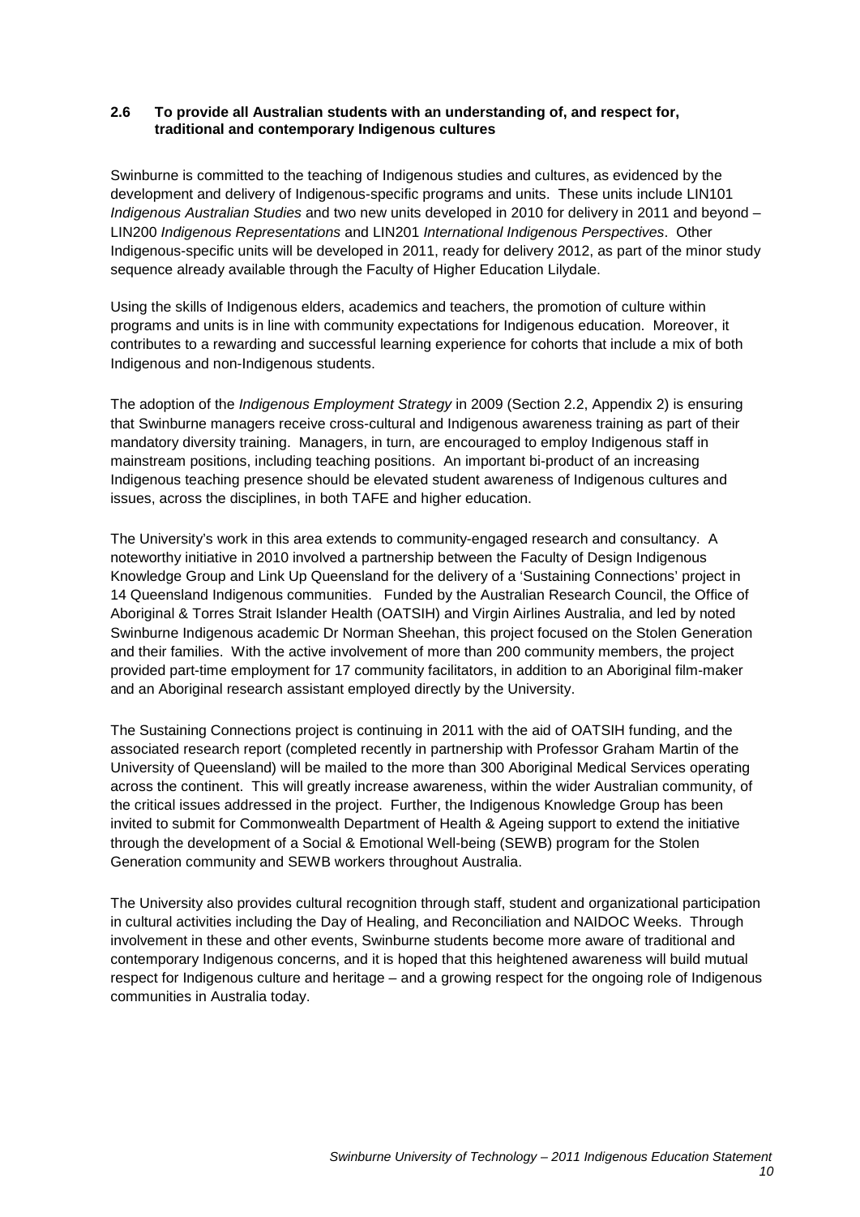**2.6 To provide all Australian students with an understanding of, and respect for, traditional and contemporary Indigenous cultures**

Swinburne is committed to the teaching of Indigenous studies and cultures, as evidenced by the development and delivery of Indigenous-specific programs and units. These units include LIN101 *Indigenous Australian Studies* and two new units developed in 2010 for delivery in 2011 and beyond – LIN200 *Indigenous Representations* and LIN201 *International Indigenous Perspectives*. Other Indigenous-specific units will be developed in 2011, ready for delivery 2012, as part of the minor study sequence already available through the Faculty of Higher Education Lilydale.

Using the skills of Indigenous elders, academics and teachers, the promotion of culture within programs and units is in line with community expectations for Indigenous education. Moreover, it contributes to a rewarding and successful learning experience for cohorts that include a mix of both Indigenous and non-Indigenous students.

The adoption of the *Indigenous Employment Strategy* in 2009 (Section 2.2, Appendix 2) is ensuring that Swinburne managers receive cross-cultural and Indigenous awareness training as part of their mandatory diversity training. Managers, in turn, are encouraged to employ Indigenous staff in mainstream positions, including teaching positions. An important bi-product of an increasing Indigenous teaching presence should be elevated student awareness of Indigenous cultures and issues, across the disciplines, in both TAFE and higher education.

The University's work in this area extends to community-engaged research and consultancy. A noteworthy initiative in 2010 involved a partnership between the Faculty of Design Indigenous Knowledge Group and Link Up Queensland for the delivery of a 'Sustaining Connections' project in 14 Queensland Indigenous communities. Funded by the Australian Research Council, the Office of Aboriginal & Torres Strait Islander Health (OATSIH) and Virgin Airlines Australia, and led by noted Swinburne Indigenous academic Dr Norman Sheehan, this project focused on the Stolen Generation and their families. With the active involvement of more than 200 community members, the project provided part-time employment for 17 community facilitators, in addition to an Aboriginal film-maker and an Aboriginal research assistant employed directly by the University.

The Sustaining Connections project is continuing in 2011 with the aid of OATSIH funding, and the associated research report (completed recently in partnership with Professor Graham Martin of the University of Queensland) will be mailed to the more than 300 Aboriginal Medical Services operating across the continent. This will greatly increase awareness, within the wider Australian community, of the critical issues addressed in the project. Further, the Indigenous Knowledge Group has been invited to submit for Commonwealth Department of Health & Ageing support to extend the initiative through the development of a Social & Emotional Well-being (SEWB) program for the Stolen Generation community and SEWB workers throughout Australia.

The University also provides cultural recognition through staff, student and organizational participation in cultural activities including the Day of Healing, and Reconciliation and NAIDOC Weeks. Through involvement in these and other events, Swinburne students become more aware of traditional and contemporary Indigenous concerns, and it is hoped that this heightened awareness will build mutual respect for Indigenous culture and heritage – and a growing respect for the ongoing role of Indigenous communities in Australia today.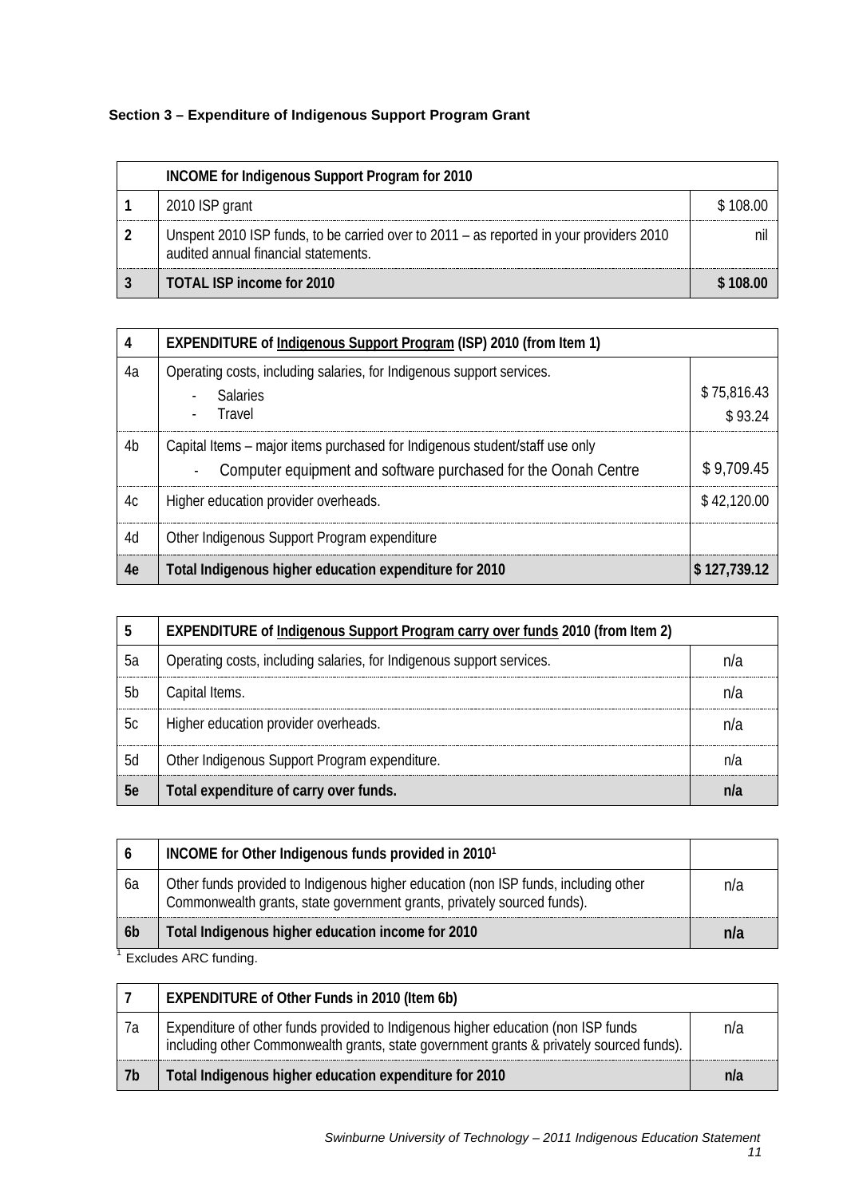**Section 3 – Expenditure of Indigenous Support Program Grant**

| | **INCOME for Indigenous Support Program for 2010** | |
|---|---|---|
| 1 | 2010 ISP grant | $ 108.00 |
| 2 | Unspent 2010 ISP funds, to be carried over to 2011 – as reported in your providers 2010 audited annual financial statements. | nil |
| **3** | **TOTAL ISP income for 2010** | **$ 108.00** |

| 4 | **EXPENDITURE of <u>Indigenous Support Program</u> (ISP) 2010 (from Item 1)** | |
|---|---|---|
| 4a | Operating costs, including salaries, for Indigenous support services.<br>- Salaries<br>- Travel | $ 75,816.43<br>$ 93.24 |
| 4b | Capital Items – major items purchased for Indigenous student/staff use only<br>- Computer equipment and software purchased for the Oonah Centre | $ 9,709.45 |
| 4c | Higher education provider overheads. | $ 42,120.00 |
| 4d | Other Indigenous Support Program expenditure | |
| **4e** | **Total Indigenous higher education expenditure for 2010** | **$ 127,739.12** |

| 5 | **EXPENDITURE of <u>Indigenous Support Program carry over funds</u> 2010 (from Item 2)** | |
|---|---|---|
| 5a | Operating costs, including salaries, for Indigenous support services. | n/a |
| 5b | Capital Items. | n/a |
| 5c | Higher education provider overheads. | n/a |
| 5d | Other Indigenous Support Program expenditure. | n/a |
| **5e** | **Total expenditure of carry over funds.** | **n/a** |

| 6 | **INCOME for Other Indigenous funds provided in 2010[1]** | |
|---|---|---|
| 6a | Other funds provided to Indigenous higher education (non ISP funds, including other Commonwealth grants, state government grants, privately sourced funds). | n/a |
| **6b** | **Total Indigenous higher education income for 2010** | **n/a** |

[1] Excludes ARC funding.

| 7 | **EXPENDITURE of Other Funds in 2010 (Item 6b)** | |
|---|---|---|
| 7a | Expenditure of other funds provided to Indigenous higher education (non ISP funds including other Commonwealth grants, state government grants & privately sourced funds). | n/a |
| **7b** | **Total Indigenous higher education expenditure for 2010** | **n/a** |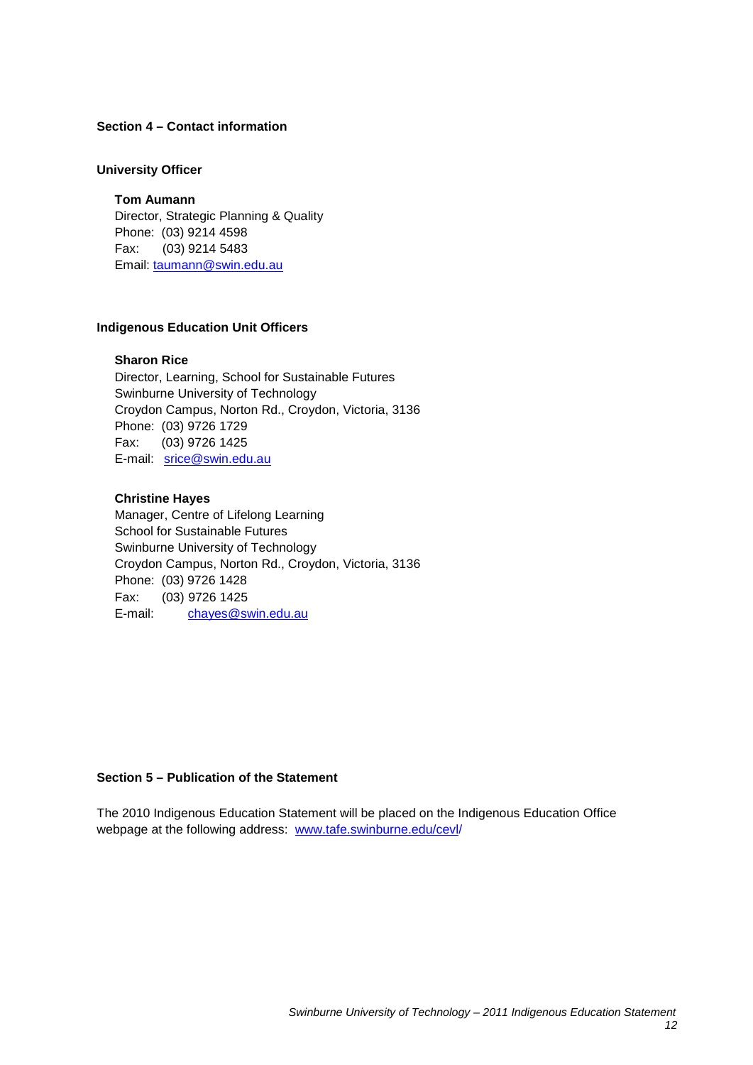## Section 4 – Contact information

### University Officer

**Tom Aumann**
Director, Strategic Planning & Quality
Phone: (03) 9214 4598
Fax: (03) 9214 5483
Email: taumann@swin.edu.au

### Indigenous Education Unit Officers

**Sharon Rice**
Director, Learning, School for Sustainable Futures
Swinburne University of Technology
Croydon Campus, Norton Rd., Croydon, Victoria, 3136
Phone: (03) 9726 1729
Fax: (03) 9726 1425
E-mail: srice@swin.edu.au

**Christine Hayes**
Manager, Centre of Lifelong Learning
School for Sustainable Futures
Swinburne University of Technology
Croydon Campus, Norton Rd., Croydon, Victoria, 3136
Phone: (03) 9726 1428
Fax: (03) 9726 1425
E-mail: chayes@swin.edu.au

## Section 5 – Publication of the Statement

The 2010 Indigenous Education Statement will be placed on the Indigenous Education Office webpage at the following address: www.tafe.swinburne.edu/cevl/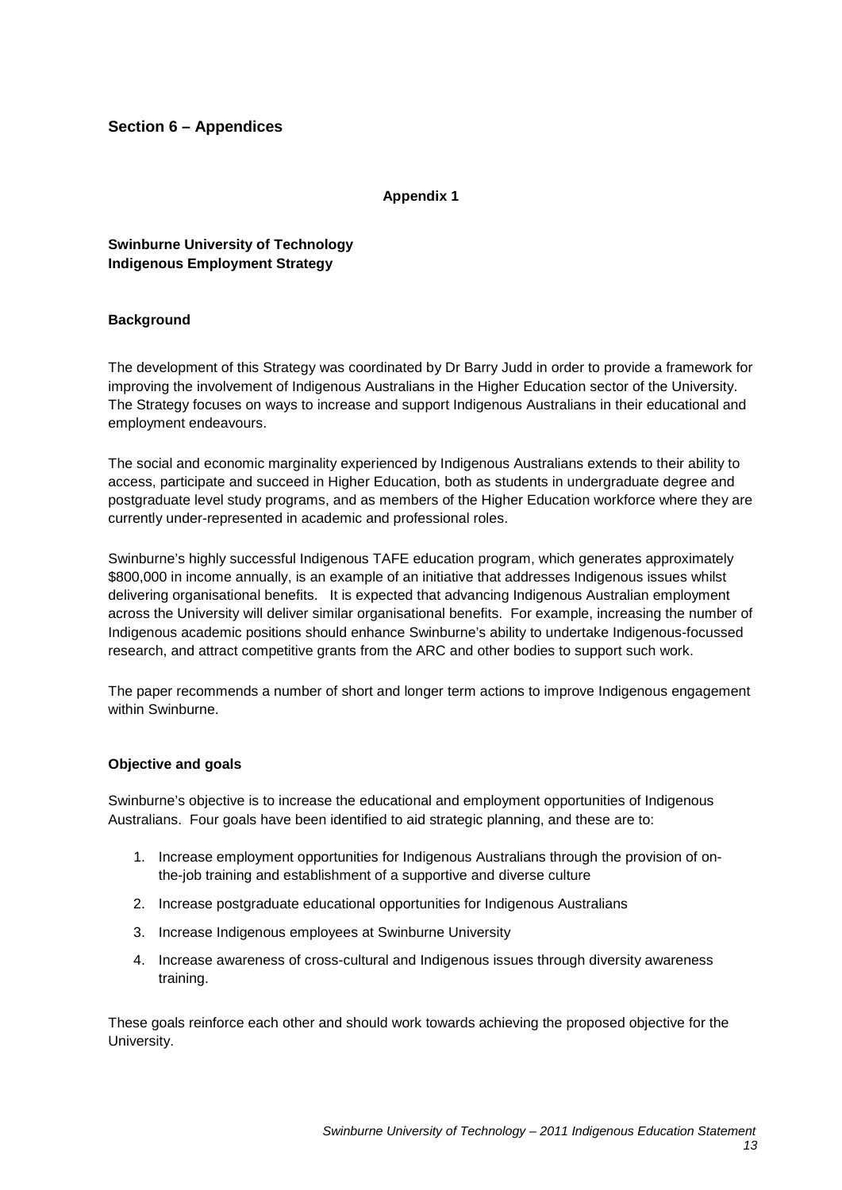## Section 6 – Appendices

**Appendix 1**

**Swinburne University of Technology**
**Indigenous Employment Strategy**

### Background

The development of this Strategy was coordinated by Dr Barry Judd in order to provide a framework for improving the involvement of Indigenous Australians in the Higher Education sector of the University. The Strategy focuses on ways to increase and support Indigenous Australians in their educational and employment endeavours.

The social and economic marginality experienced by Indigenous Australians extends to their ability to access, participate and succeed in Higher Education, both as students in undergraduate degree and postgraduate level study programs, and as members of the Higher Education workforce where they are currently under-represented in academic and professional roles.

Swinburne's highly successful Indigenous TAFE education program, which generates approximately $800,000 in income annually, is an example of an initiative that addresses Indigenous issues whilst delivering organisational benefits. It is expected that advancing Indigenous Australian employment across the University will deliver similar organisational benefits. For example, increasing the number of Indigenous academic positions should enhance Swinburne's ability to undertake Indigenous-focussed research, and attract competitive grants from the ARC and other bodies to support such work.

The paper recommends a number of short and longer term actions to improve Indigenous engagement within Swinburne.

### Objective and goals

Swinburne's objective is to increase the educational and employment opportunities of Indigenous Australians. Four goals have been identified to aid strategic planning, and these are to:

1. Increase employment opportunities for Indigenous Australians through the provision of on-the-job training and establishment of a supportive and diverse culture
2. Increase postgraduate educational opportunities for Indigenous Australians
3. Increase Indigenous employees at Swinburne University
4. Increase awareness of cross-cultural and Indigenous issues through diversity awareness training.

These goals reinforce each other and should work towards achieving the proposed objective for the University.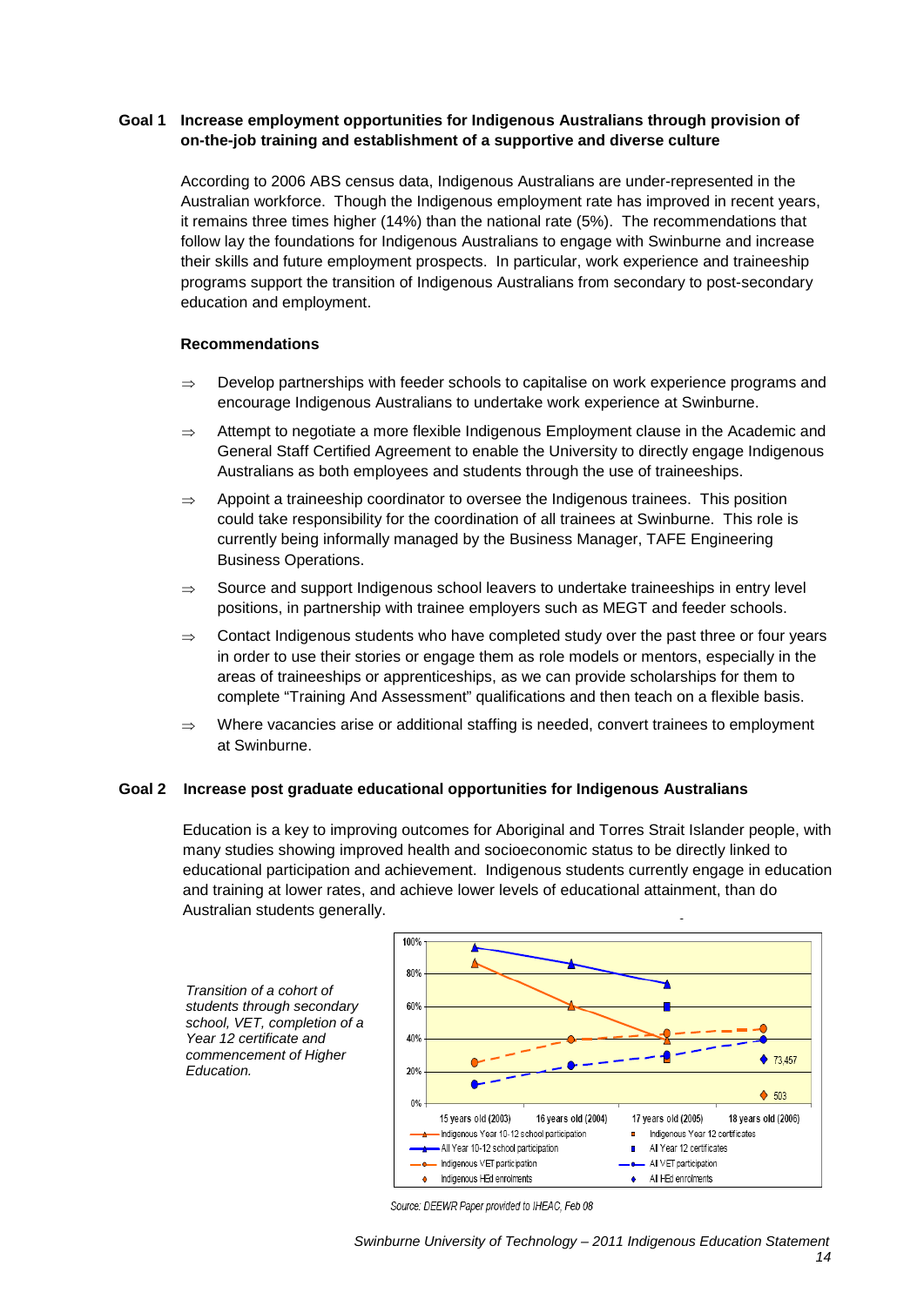**Goal 1 Increase employment opportunities for Indigenous Australians through provision of on-the-job training and establishment of a supportive and diverse culture**

According to 2006 ABS census data, Indigenous Australians are under-represented in the Australian workforce. Though the Indigenous employment rate has improved in recent years, it remains three times higher (14%) than the national rate (5%). The recommendations that follow lay the foundations for Indigenous Australians to engage with Swinburne and increase their skills and future employment prospects. In particular, work experience and traineeship programs support the transition of Indigenous Australians from secondary to post-secondary education and employment.

**Recommendations**

⇒ Develop partnerships with feeder schools to capitalise on work experience programs and encourage Indigenous Australians to undertake work experience at Swinburne.

⇒ Attempt to negotiate a more flexible Indigenous Employment clause in the Academic and General Staff Certified Agreement to enable the University to directly engage Indigenous Australians as both employees and students through the use of traineeships.

⇒ Appoint a traineeship coordinator to oversee the Indigenous trainees. This position could take responsibility for the coordination of all trainees at Swinburne. This role is currently being informally managed by the Business Manager, TAFE Engineering Business Operations.

⇒ Source and support Indigenous school leavers to undertake traineeships in entry level positions, in partnership with trainee employers such as MEGT and feeder schools.

⇒ Contact Indigenous students who have completed study over the past three or four years in order to use their stories or engage them as role models or mentors, especially in the areas of traineeships or apprenticeships, as we can provide scholarships for them to complete "Training And Assessment" qualifications and then teach on a flexible basis.

⇒ Where vacancies arise or additional staffing is needed, convert trainees to employment at Swinburne.

**Goal 2 Increase post graduate educational opportunities for Indigenous Australians**

Education is a key to improving outcomes for Aboriginal and Torres Strait Islander people, with many studies showing improved health and socioeconomic status to be directly linked to educational participation and achievement. Indigenous students currently engage in education and training at lower rates, and achieve lower levels of educational attainment, than do Australian students generally.

*Transition of a cohort of students through secondary school, VET, completion of a Year 12 certificate and commencement of Higher Education.*

Source: DEEWR Paper provided to IHEAC, Feb 08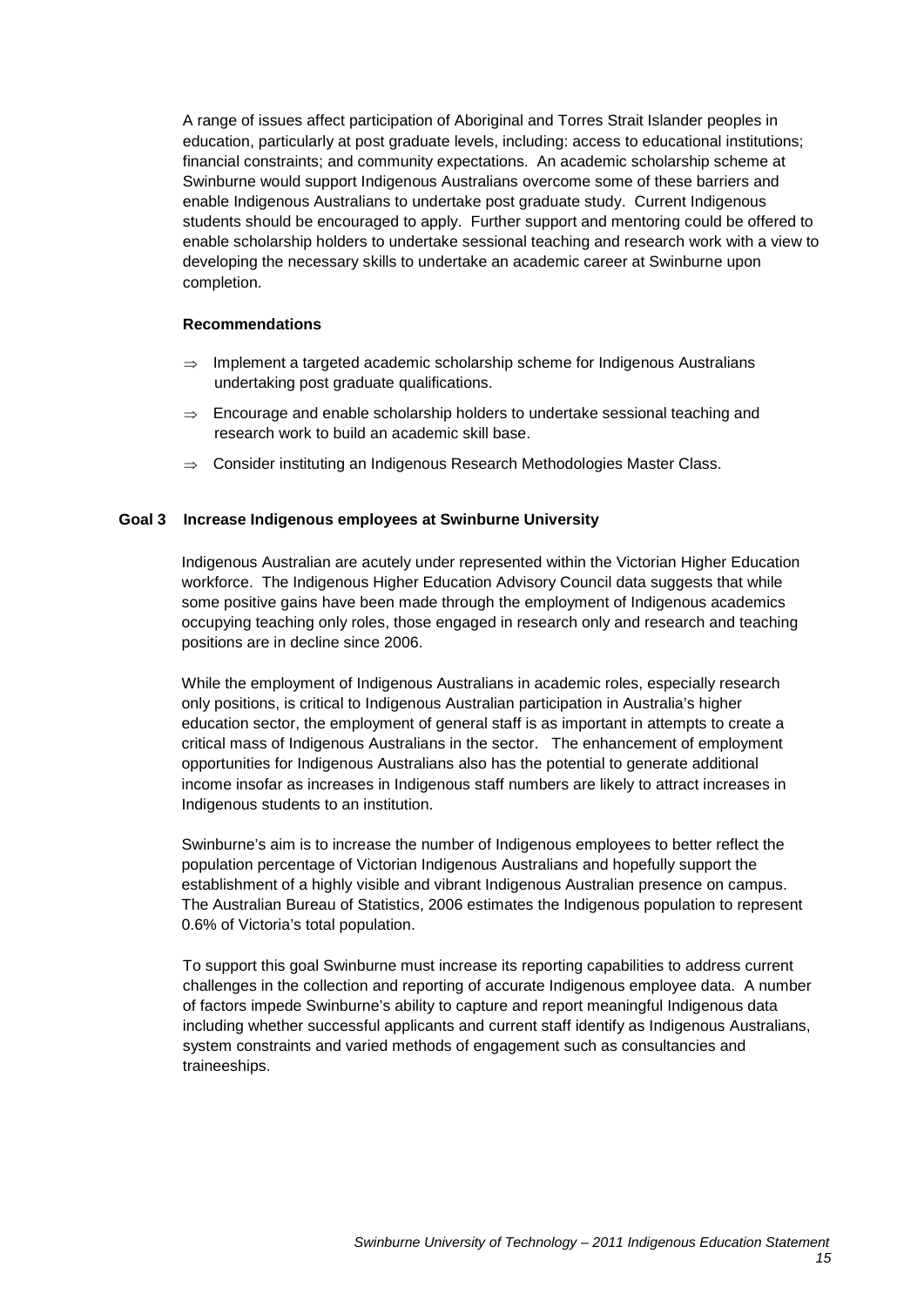A range of issues affect participation of Aboriginal and Torres Strait Islander peoples in education, particularly at post graduate levels, including: access to educational institutions; financial constraints; and community expectations. An academic scholarship scheme at Swinburne would support Indigenous Australians overcome some of these barriers and enable Indigenous Australians to undertake post graduate study. Current Indigenous students should be encouraged to apply. Further support and mentoring could be offered to enable scholarship holders to undertake sessional teaching and research work with a view to developing the necessary skills to undertake an academic career at Swinburne upon completion.

**Recommendations**

- ⇒ Implement a targeted academic scholarship scheme for Indigenous Australians undertaking post graduate qualifications.
- ⇒ Encourage and enable scholarship holders to undertake sessional teaching and research work to build an academic skill base.
- ⇒ Consider instituting an Indigenous Research Methodologies Master Class.

### Goal 3 Increase Indigenous employees at Swinburne University

Indigenous Australian are acutely under represented within the Victorian Higher Education workforce. The Indigenous Higher Education Advisory Council data suggests that while some positive gains have been made through the employment of Indigenous academics occupying teaching only roles, those engaged in research only and research and teaching positions are in decline since 2006.

While the employment of Indigenous Australians in academic roles, especially research only positions, is critical to Indigenous Australian participation in Australia's higher education sector, the employment of general staff is as important in attempts to create a critical mass of Indigenous Australians in the sector. The enhancement of employment opportunities for Indigenous Australians also has the potential to generate additional income insofar as increases in Indigenous staff numbers are likely to attract increases in Indigenous students to an institution.

Swinburne's aim is to increase the number of Indigenous employees to better reflect the population percentage of Victorian Indigenous Australians and hopefully support the establishment of a highly visible and vibrant Indigenous Australian presence on campus. The Australian Bureau of Statistics, 2006 estimates the Indigenous population to represent 0.6% of Victoria's total population.

To support this goal Swinburne must increase its reporting capabilities to address current challenges in the collection and reporting of accurate Indigenous employee data. A number of factors impede Swinburne's ability to capture and report meaningful Indigenous data including whether successful applicants and current staff identify as Indigenous Australians, system constraints and varied methods of engagement such as consultancies and traineeships.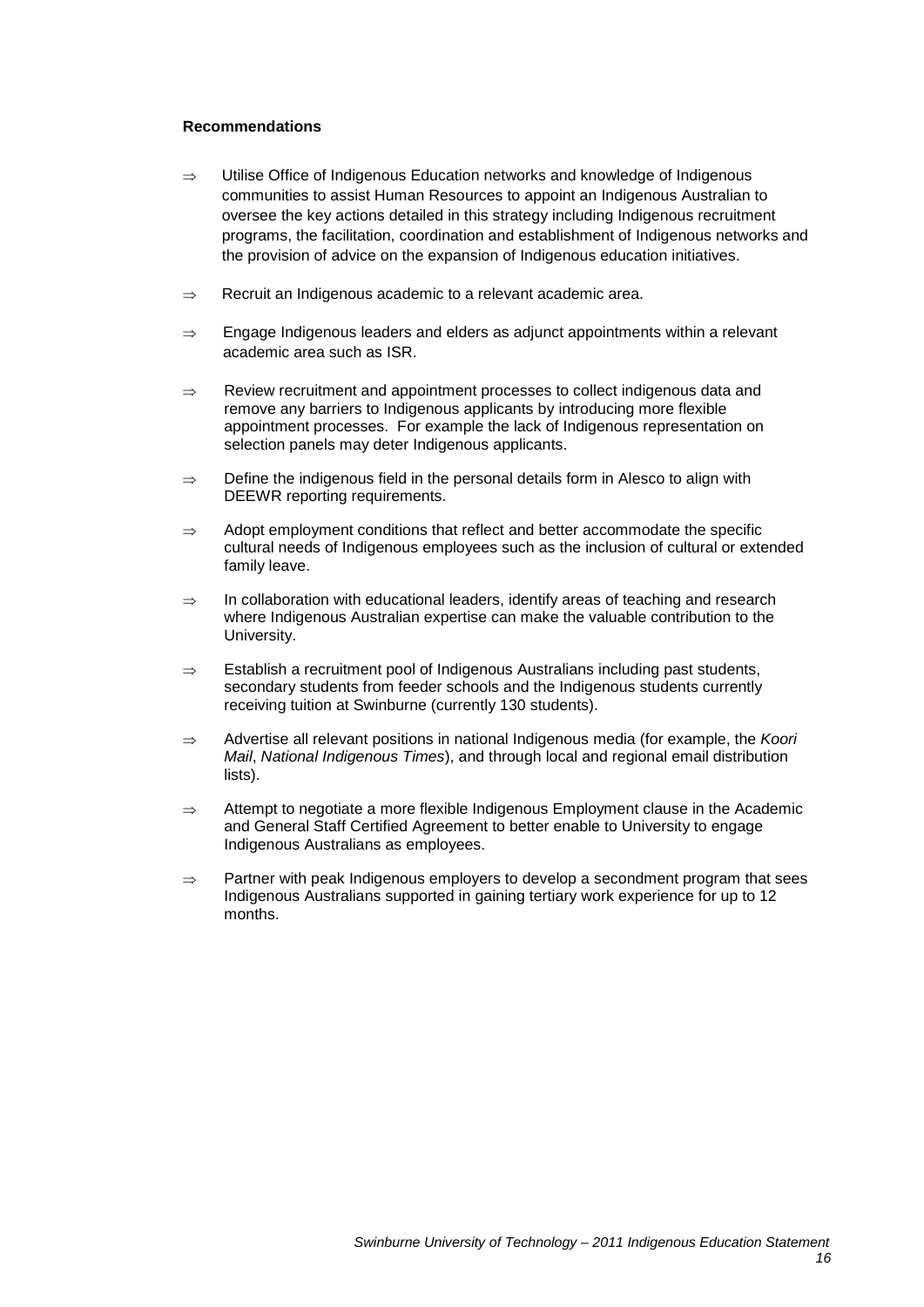**Recommendations**

- ⇒ Utilise Office of Indigenous Education networks and knowledge of Indigenous communities to assist Human Resources to appoint an Indigenous Australian to oversee the key actions detailed in this strategy including Indigenous recruitment programs, the facilitation, coordination and establishment of Indigenous networks and the provision of advice on the expansion of Indigenous education initiatives.

- ⇒ Recruit an Indigenous academic to a relevant academic area.

- ⇒ Engage Indigenous leaders and elders as adjunct appointments within a relevant academic area such as ISR.

- ⇒ Review recruitment and appointment processes to collect indigenous data and remove any barriers to Indigenous applicants by introducing more flexible appointment processes. For example the lack of Indigenous representation on selection panels may deter Indigenous applicants.

- ⇒ Define the indigenous field in the personal details form in Alesco to align with DEEWR reporting requirements.

- ⇒ Adopt employment conditions that reflect and better accommodate the specific cultural needs of Indigenous employees such as the inclusion of cultural or extended family leave.

- ⇒ In collaboration with educational leaders, identify areas of teaching and research where Indigenous Australian expertise can make the valuable contribution to the University.

- ⇒ Establish a recruitment pool of Indigenous Australians including past students, secondary students from feeder schools and the Indigenous students currently receiving tuition at Swinburne (currently 130 students).

- ⇒ Advertise all relevant positions in national Indigenous media (for example, the *Koori Mail*, *National Indigenous Times*), and through local and regional email distribution lists).

- ⇒ Attempt to negotiate a more flexible Indigenous Employment clause in the Academic and General Staff Certified Agreement to better enable to University to engage Indigenous Australians as employees.

- ⇒ Partner with peak Indigenous employers to develop a secondment program that sees Indigenous Australians supported in gaining tertiary work experience for up to 12 months.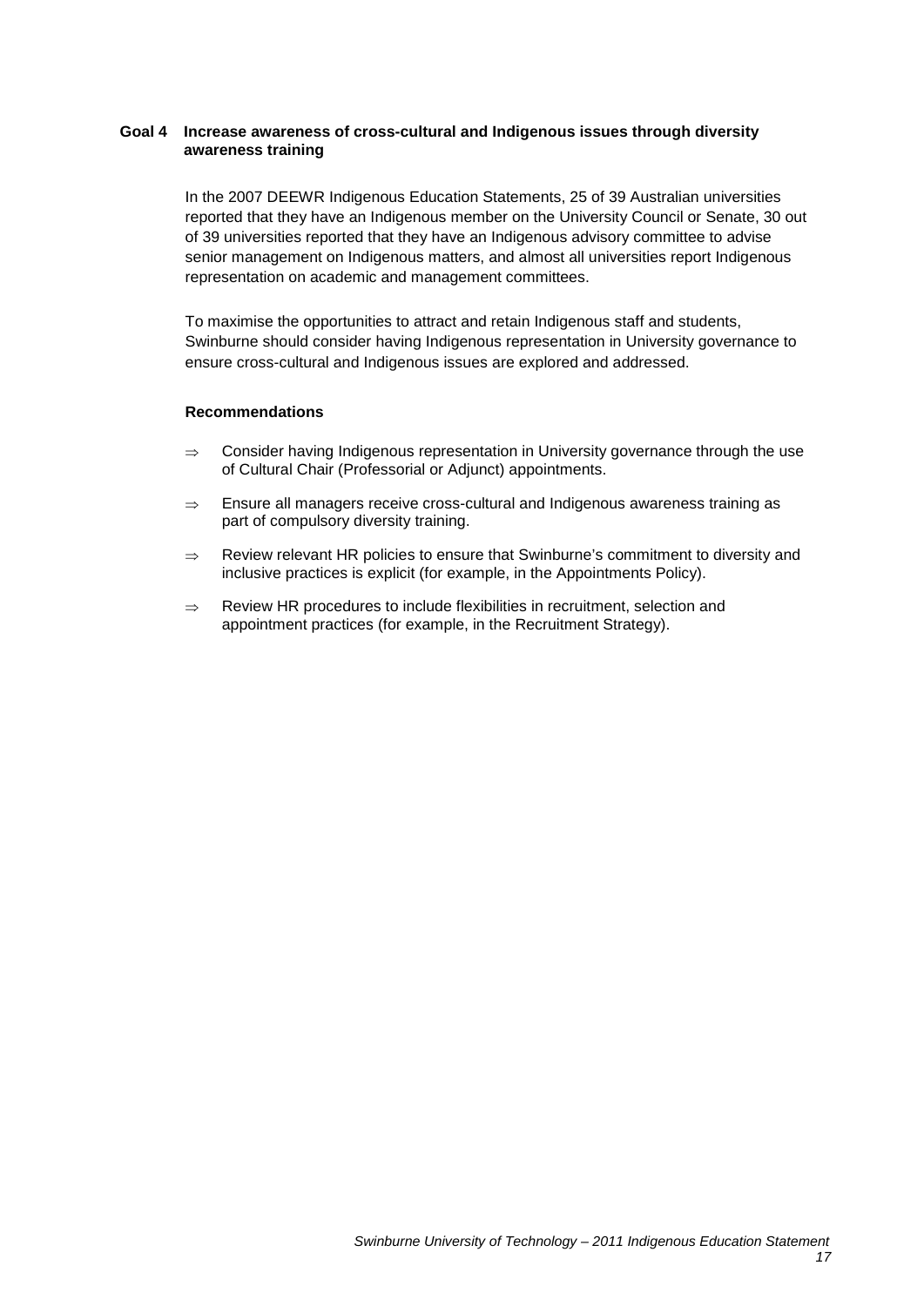**Goal 4 Increase awareness of cross-cultural and Indigenous issues through diversity awareness training**

In the 2007 DEEWR Indigenous Education Statements, 25 of 39 Australian universities reported that they have an Indigenous member on the University Council or Senate, 30 out of 39 universities reported that they have an Indigenous advisory committee to advise senior management on Indigenous matters, and almost all universities report Indigenous representation on academic and management committees.

To maximise the opportunities to attract and retain Indigenous staff and students, Swinburne should consider having Indigenous representation in University governance to ensure cross-cultural and Indigenous issues are explored and addressed.

**Recommendations**

- ⇒ Consider having Indigenous representation in University governance through the use of Cultural Chair (Professorial or Adjunct) appointments.
- ⇒ Ensure all managers receive cross-cultural and Indigenous awareness training as part of compulsory diversity training.
- ⇒ Review relevant HR policies to ensure that Swinburne's commitment to diversity and inclusive practices is explicit (for example, in the Appointments Policy).
- ⇒ Review HR procedures to include flexibilities in recruitment, selection and appointment practices (for example, in the Recruitment Strategy).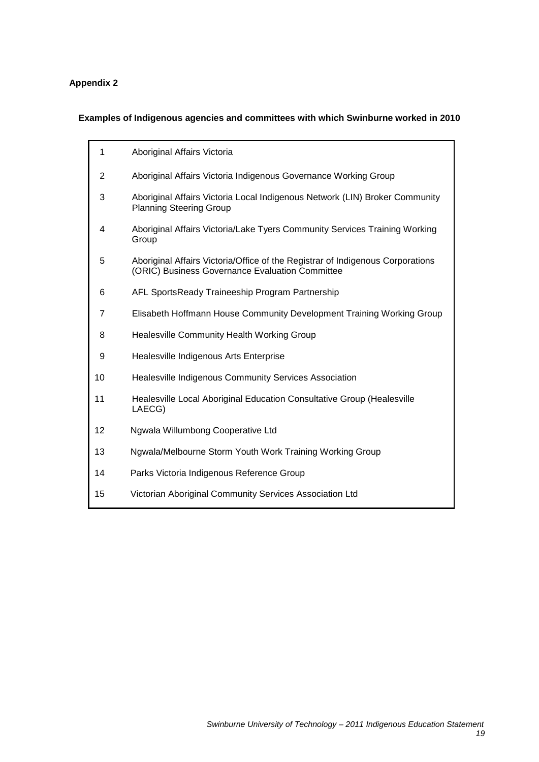**Appendix 2**

**Examples of Indigenous agencies and committees with which Swinburne worked in 2010**

| | |
|---|---|
| 1 | Aboriginal Affairs Victoria |
| 2 | Aboriginal Affairs Victoria Indigenous Governance Working Group |
| 3 | Aboriginal Affairs Victoria Local Indigenous Network (LIN) Broker Community Planning Steering Group |
| 4 | Aboriginal Affairs Victoria/Lake Tyers Community Services Training Working Group |
| 5 | Aboriginal Affairs Victoria/Office of the Registrar of Indigenous Corporations (ORIC) Business Governance Evaluation Committee |
| 6 | AFL SportsReady Traineeship Program Partnership |
| 7 | Elisabeth Hoffmann House Community Development Training Working Group |
| 8 | Healesville Community Health Working Group |
| 9 | Healesville Indigenous Arts Enterprise |
| 10 | Healesville Indigenous Community Services Association |
| 11 | Healesville Local Aboriginal Education Consultative Group (Healesville LAECG) |
| 12 | Ngwala Willumbong Cooperative Ltd |
| 13 | Ngwala/Melbourne Storm Youth Work Training Working Group |
| 14 | Parks Victoria Indigenous Reference Group |
| 15 | Victorian Aboriginal Community Services Association Ltd |